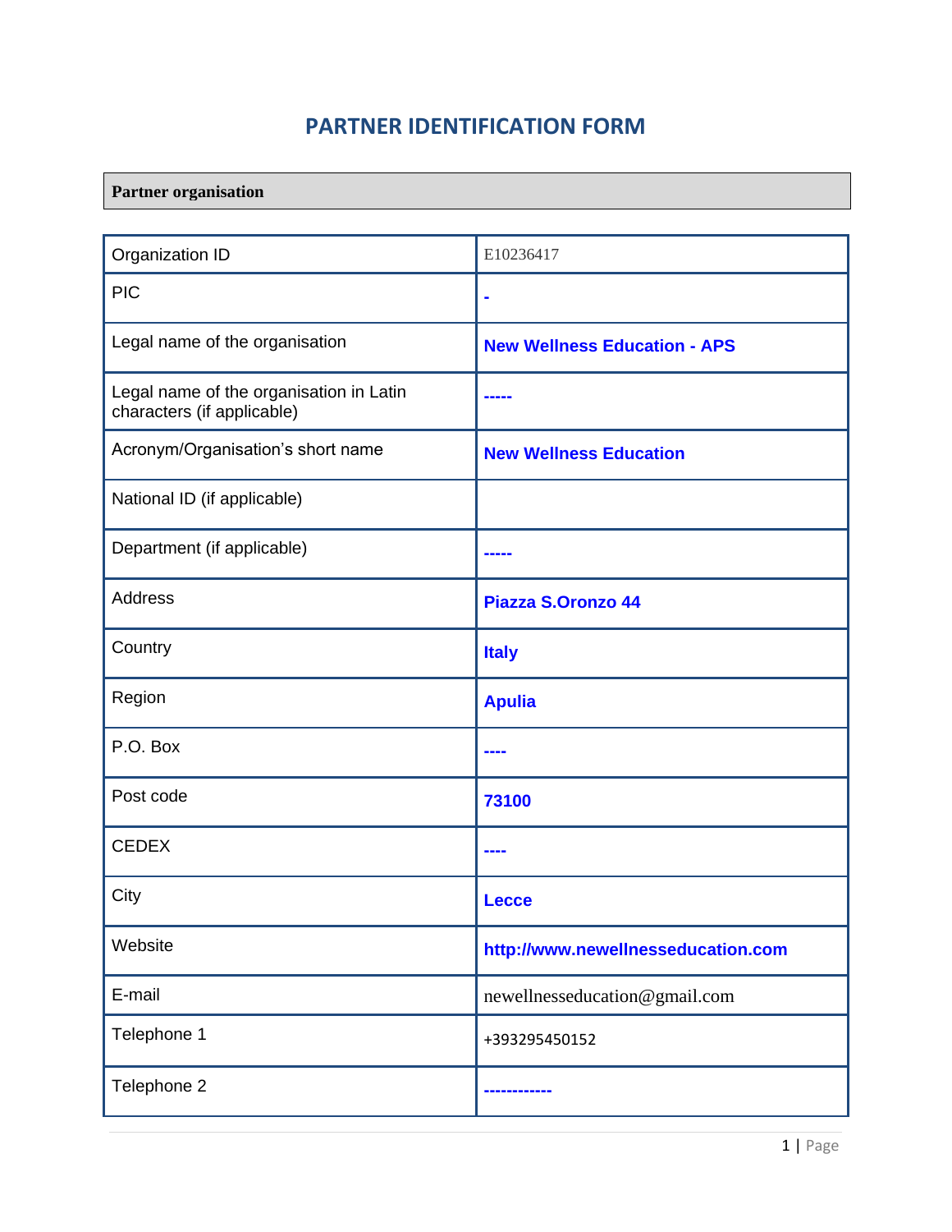# PARTNER IDENTIFICATION FORM

| **Partner organisation** |
|---|

| | |
|---|---|
| Organization ID | E10236417 |
| PIC | **-** |
| Legal name of the organisation | **New Wellness Education - APS** |
| Legal name of the organisation in Latin characters (if applicable) | **-----** |
| Acronym/Organisation's short name | **New Wellness Education** |
| National ID (if applicable) | |
| Department (if applicable) | **-----** |
| Address | **Piazza S.Oronzo 44** |
| Country | **Italy** |
| Region | **Apulia** |
| P.O. Box | **----** |
| Post code | **73100** |
| CEDEX | **----** |
| City | **Lecce** |
| Website | **http://www.newellnesseducation.com** |
| E-mail | newellnesseducation@gmail.com |
| Telephone 1 | +393295450152 |
| Telephone 2 | **------------** |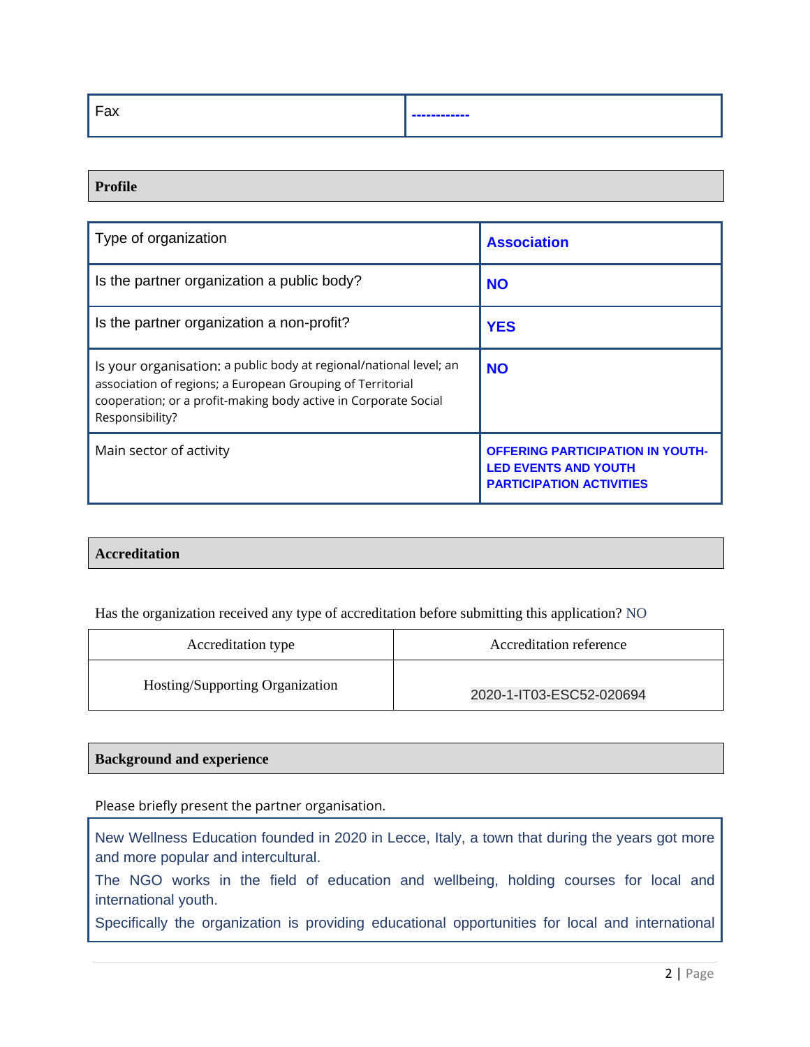| Fax | ------------ |
|---|---|

## Profile

| Type of organization | **Association** |
|---|---|
| Is the partner organization a public body? | **NO** |
| Is the partner organization a non-profit? | **YES** |
| Is your organisation: a public body at regional/national level; an association of regions; a European Grouping of Territorial cooperation; or a profit-making body active in Corporate Social Responsibility? | **NO** |
| Main sector of activity | **OFFERING PARTICIPATION IN YOUTH-LED EVENTS AND YOUTH PARTICIPATION ACTIVITIES** |

## Accreditation

Has the organization received any type of accreditation before submitting this application? NO

| Accreditation type | Accreditation reference |
|---|---|
| Hosting/Supporting Organization | 2020-1-IT03-ESC52-020694 |

## Background and experience

Please briefly present the partner organisation.

New Wellness Education founded in 2020 in Lecce, Italy, a town that during the years got more and more popular and intercultural.

The NGO works in the field of education and wellbeing, holding courses for local and international youth.

Specifically the organization is providing educational opportunities for local and international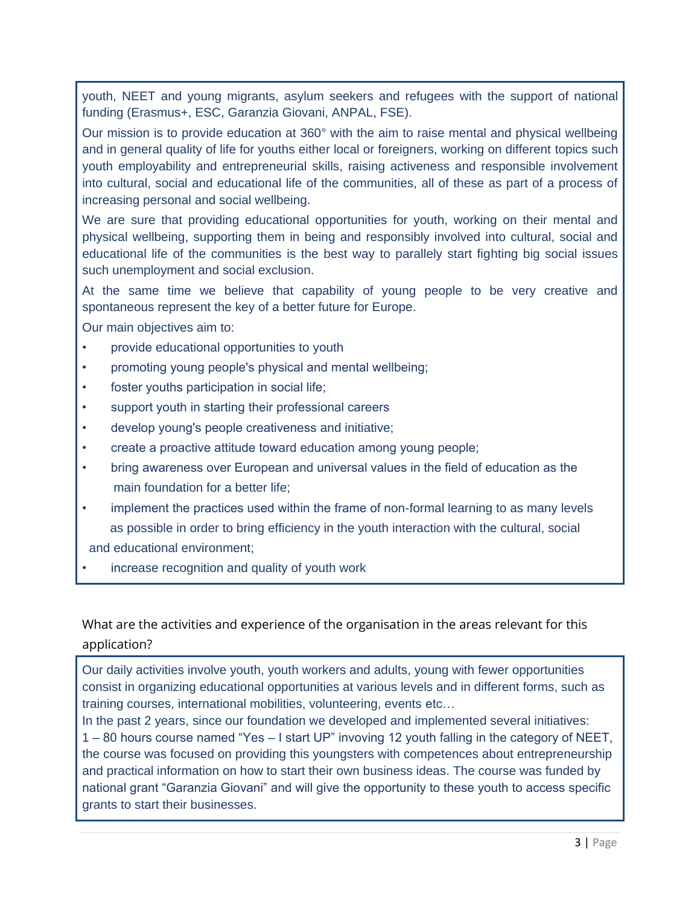youth, NEET and young migrants, asylum seekers and refugees with the support of national funding (Erasmus+, ESC, Garanzia Giovani, ANPAL, FSE).

Our mission is to provide education at 360° with the aim to raise mental and physical wellbeing and in general quality of life for youths either local or foreigners, working on different topics such youth employability and entrepreneurial skills, raising activeness and responsible involvement into cultural, social and educational life of the communities, all of these as part of a process of increasing personal and social wellbeing.

We are sure that providing educational opportunities for youth, working on their mental and physical wellbeing, supporting them in being and responsibly involved into cultural, social and educational life of the communities is the best way to parallely start fighting big social issues such unemployment and social exclusion.

At the same time we believe that capability of young people to be very creative and spontaneous represent the key of a better future for Europe.

Our main objectives aim to:

- provide educational opportunities to youth
- promoting young people's physical and mental wellbeing;
- foster youths participation in social life;
- support youth in starting their professional careers
- develop young's people creativeness and initiative;
- create a proactive attitude toward education among young people;
- bring awareness over European and universal values in the field of education as the main foundation for a better life;
- implement the practices used within the frame of non-formal learning to as many levels as possible in order to bring efficiency in the youth interaction with the cultural, social and educational environment;
- increase recognition and quality of youth work

What are the activities and experience of the organisation in the areas relevant for this application?

Our daily activities involve youth, youth workers and adults, young with fewer opportunities consist in organizing educational opportunities at various levels and in different forms, such as training courses, international mobilities, volunteering, events etc…

In the past 2 years, since our foundation we developed and implemented several initiatives:

1 – 80 hours course named "Yes – I start UP" invoving 12 youth falling in the category of NEET, the course was focused on providing this youngsters with competences about entrepreneurship and practical information on how to start their own business ideas. The course was funded by national grant "Garanzia Giovani" and will give the opportunity to these youth to access specific grants to start their businesses.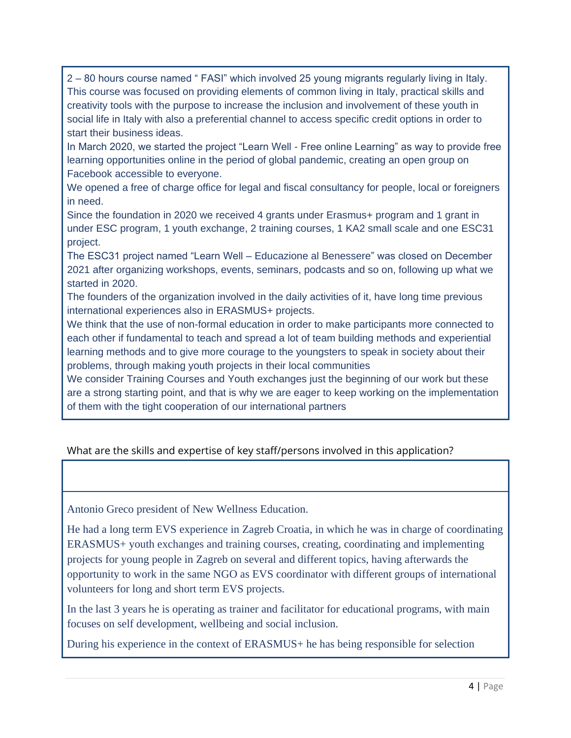2 – 80 hours course named " FASI" which involved 25 young migrants regularly living in Italy. This course was focused on providing elements of common living in Italy, practical skills and creativity tools with the purpose to increase the inclusion and involvement of these youth in social life in Italy with also a preferential channel to access specific credit options in order to start their business ideas.

In March 2020, we started the project "Learn Well - Free online Learning" as way to provide free learning opportunities online in the period of global pandemic, creating an open group on Facebook accessible to everyone.

We opened a free of charge office for legal and fiscal consultancy for people, local or foreigners in need.

Since the foundation in 2020 we received 4 grants under Erasmus+ program and 1 grant in under ESC program, 1 youth exchange, 2 training courses, 1 KA2 small scale and one ESC31 project.

The ESC31 project named "Learn Well – Educazione al Benessere" was closed on December 2021 after organizing workshops, events, seminars, podcasts and so on, following up what we started in 2020.

The founders of the organization involved in the daily activities of it, have long time previous international experiences also in ERASMUS+ projects.

We think that the use of non-formal education in order to make participants more connected to each other if fundamental to teach and spread a lot of team building methods and experiential learning methods and to give more courage to the youngsters to speak in society about their problems, through making youth projects in their local communities

We consider Training Courses and Youth exchanges just the beginning of our work but these are a strong starting point, and that is why we are eager to keep working on the implementation of them with the tight cooperation of our international partners

What are the skills and expertise of key staff/persons involved in this application?

Antonio Greco president of New Wellness Education.

He had a long term EVS experience in Zagreb Croatia, in which he was in charge of coordinating ERASMUS+ youth exchanges and training courses, creating, coordinating and implementing projects for young people in Zagreb on several and different topics, having afterwards the opportunity to work in the same NGO as EVS coordinator with different groups of international volunteers for long and short term EVS projects.

In the last 3 years he is operating as trainer and facilitator for educational programs, with main focuses on self development, wellbeing and social inclusion.

During his experience in the context of ERASMUS+ he has being responsible for selection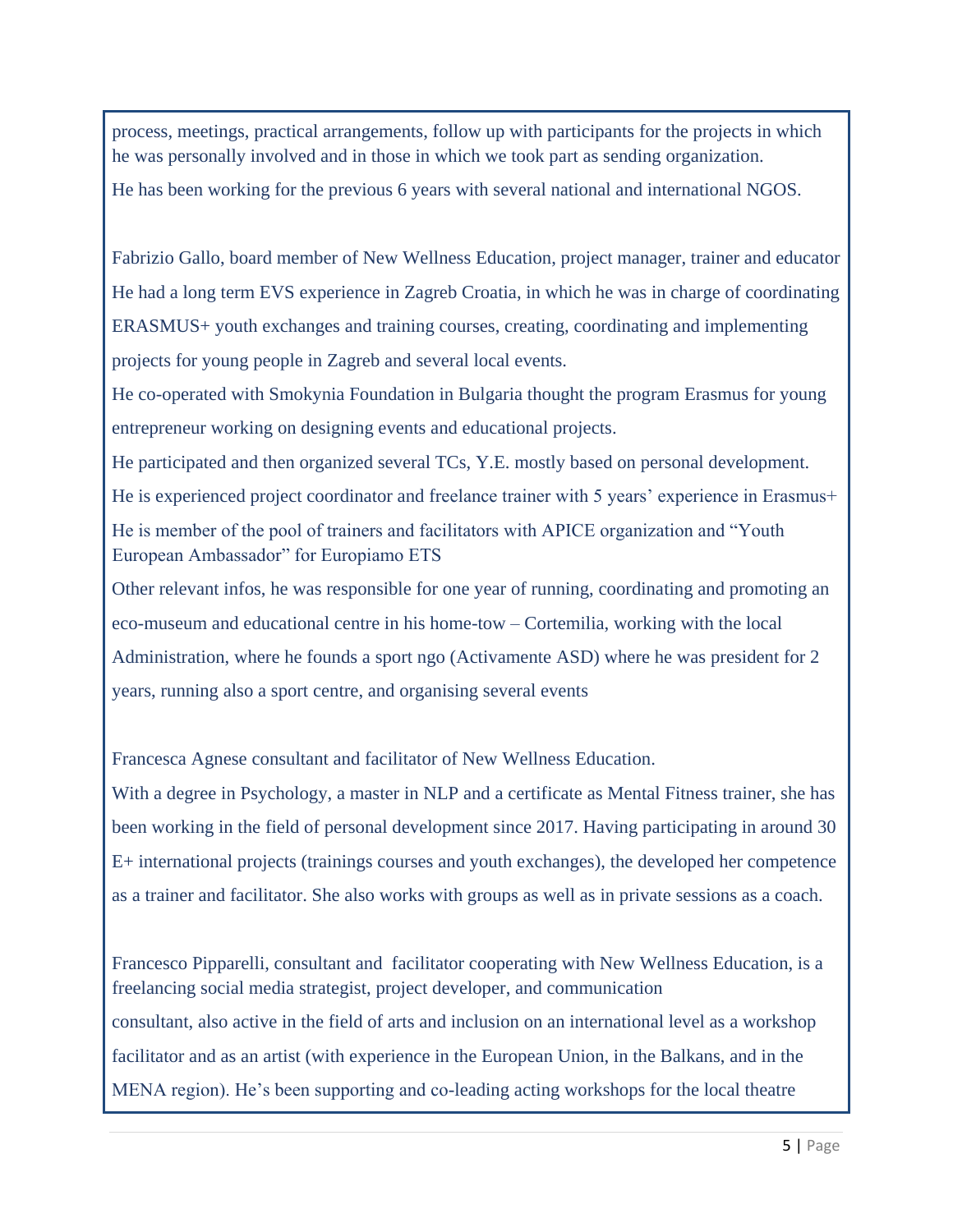process, meetings, practical arrangements, follow up with participants for the projects in which he was personally involved and in those in which we took part as sending organization.

He has been working for the previous 6 years with several national and international NGOS.

Fabrizio Gallo, board member of New Wellness Education, project manager, trainer and educator
He had a long term EVS experience in Zagreb Croatia, in which he was in charge of coordinating ERASMUS+ youth exchanges and training courses, creating, coordinating and implementing projects for young people in Zagreb and several local events.
He co-operated with Smokynia Foundation in Bulgaria thought the program Erasmus for young entrepreneur working on designing events and educational projects.
He participated and then organized several TCs, Y.E. mostly based on personal development.
He is experienced project coordinator and freelance trainer with 5 years' experience in Erasmus+
He is member of the pool of trainers and facilitators with APICE organization and "Youth European Ambassador" for Europiamo ETS
Other relevant infos, he was responsible for one year of running, coordinating and promoting an eco-museum and educational centre in his home-tow – Cortemilia, working with the local Administration, where he founds a sport ngo (Activamente ASD) where he was president for 2 years, running also a sport centre, and organising several events

Francesca Agnese consultant and facilitator of New Wellness Education.
With a degree in Psychology, a master in NLP and a certificate as Mental Fitness trainer, she has been working in the field of personal development since 2017. Having participating in around 30 E+ international projects (trainings courses and youth exchanges), the developed her competence as a trainer and facilitator. She also works with groups as well as in private sessions as a coach.

Francesco Pipparelli, consultant and facilitator cooperating with New Wellness Education, is a freelancing social media strategist, project developer, and communication consultant, also active in the field of arts and inclusion on an international level as a workshop facilitator and as an artist (with experience in the European Union, in the Balkans, and in the MENA region). He's been supporting and co-leading acting workshops for the local theatre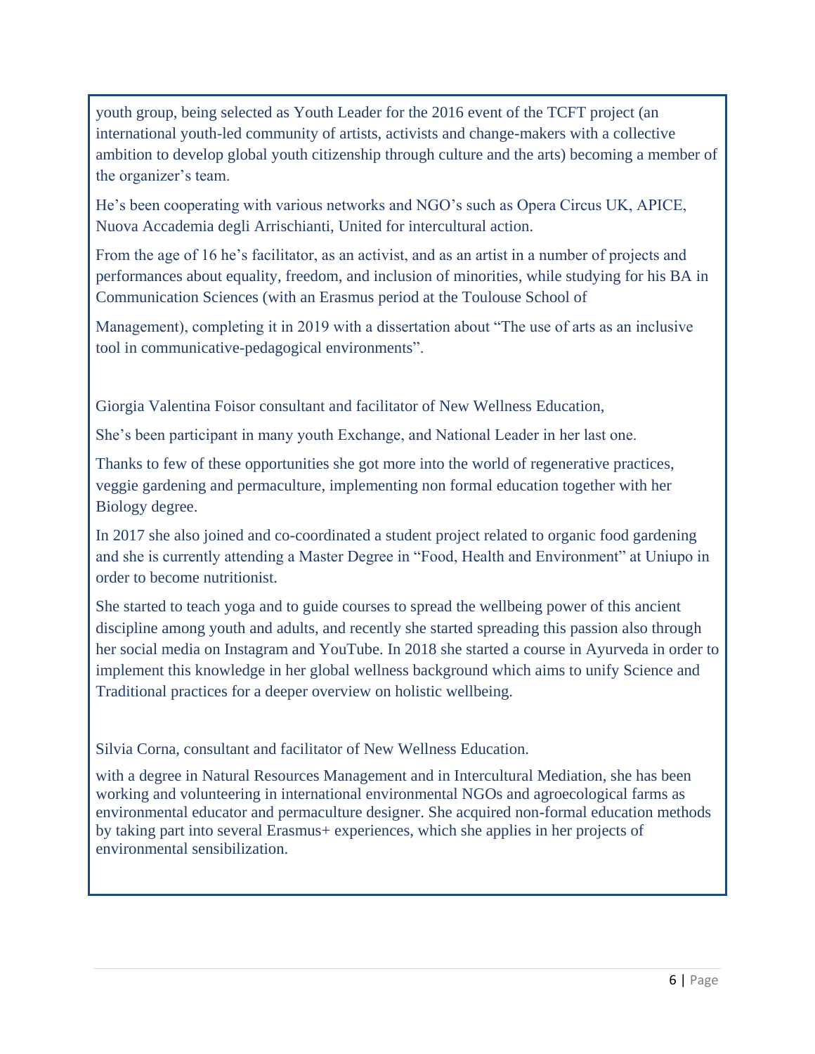youth group, being selected as Youth Leader for the 2016 event of the TCFT project (an international youth-led community of artists, activists and change-makers with a collective ambition to develop global youth citizenship through culture and the arts) becoming a member of the organizer's team.

He's been cooperating with various networks and NGO's such as Opera Circus UK, APICE, Nuova Accademia degli Arrischianti, United for intercultural action.

From the age of 16 he's facilitator, as an activist, and as an artist in a number of projects and performances about equality, freedom, and inclusion of minorities, while studying for his BA in Communication Sciences (with an Erasmus period at the Toulouse School of

Management), completing it in 2019 with a dissertation about "The use of arts as an inclusive tool in communicative-pedagogical environments".

Giorgia Valentina Foisor consultant and facilitator of New Wellness Education,

She's been participant in many youth Exchange, and National Leader in her last one.

Thanks to few of these opportunities she got more into the world of regenerative practices, veggie gardening and permaculture, implementing non formal education together with her Biology degree.

In 2017 she also joined and co-coordinated a student project related to organic food gardening and she is currently attending a Master Degree in "Food, Health and Environment" at Uniupo in order to become nutritionist.

She started to teach yoga and to guide courses to spread the wellbeing power of this ancient discipline among youth and adults, and recently she started spreading this passion also through her social media on Instagram and YouTube. In 2018 she started a course in Ayurveda in order to implement this knowledge in her global wellness background which aims to unify Science and Traditional practices for a deeper overview on holistic wellbeing.

Silvia Corna, consultant and facilitator of New Wellness Education.

with a degree in Natural Resources Management and in Intercultural Mediation, she has been working and volunteering in international environmental NGOs and agroecological farms as environmental educator and permaculture designer. She acquired non-formal education methods by taking part into several Erasmus+ experiences, which she applies in her projects of environmental sensibilization.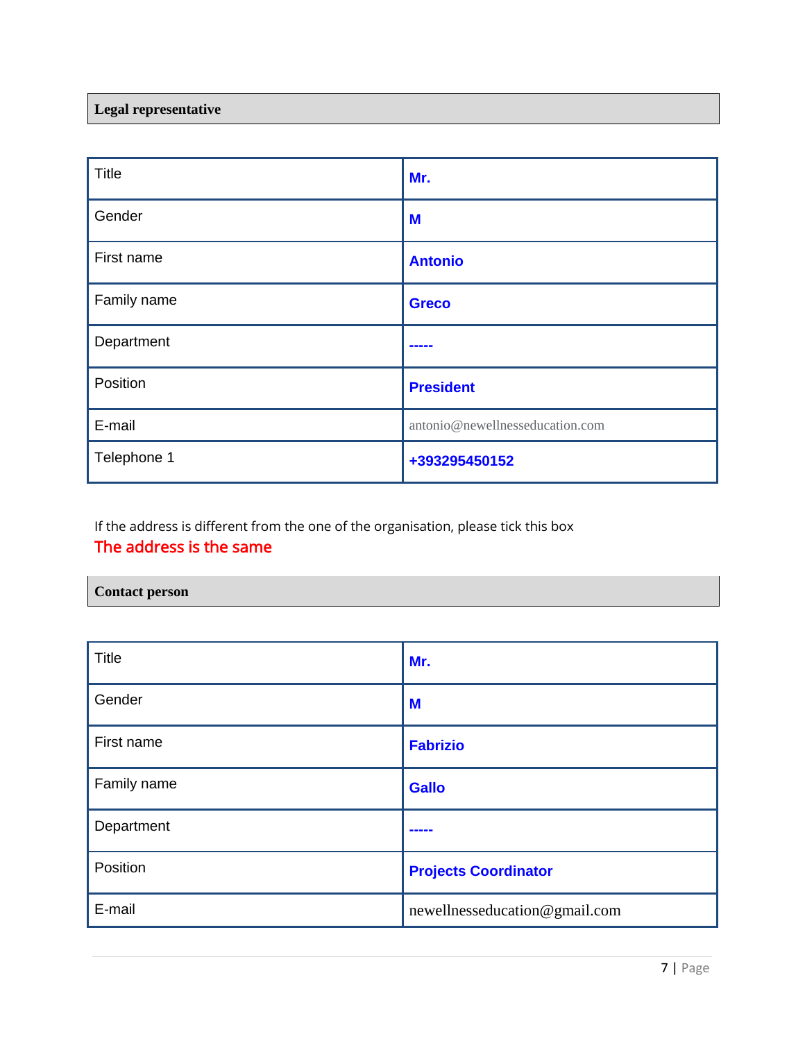## Legal representative

| Title | Mr. |
|---|---|
| Gender | M |
| First name | Antonio |
| Family name | Greco |
| Department | ----- |
| Position | President |
| E-mail | antonio@newellnesseducation.com |
| Telephone 1 | +393295450152 |

If the address is different from the one of the organisation, please tick this box
The address is the same

## Contact person

| Title | Mr. |
|---|---|
| Gender | M |
| First name | Fabrizio |
| Family name | Gallo |
| Department | ----- |
| Position | Projects Coordinator |
| E-mail | newellnesseducation@gmail.com |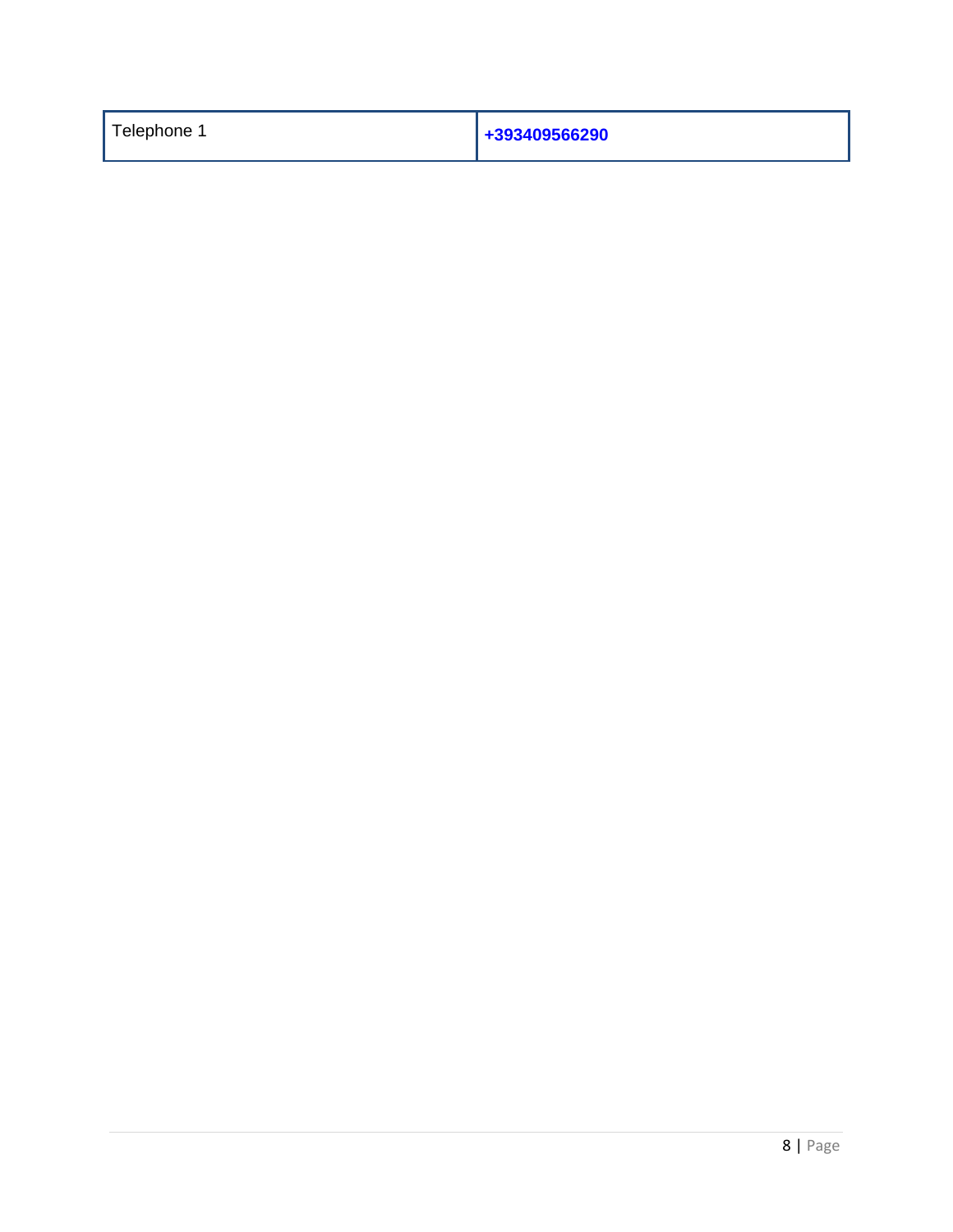| | |
|---|---|
| Telephone 1 | **+393409566290** |